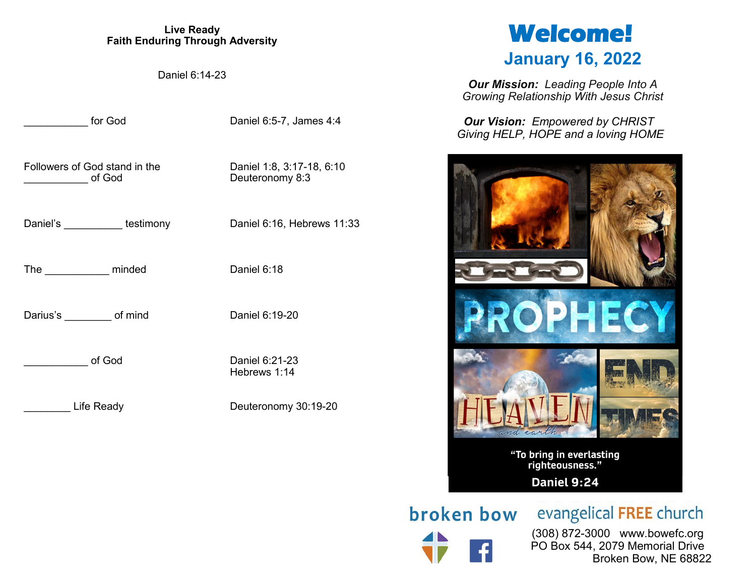**Live Ready**
**Faith Enduring Through Adversity**

Daniel 6:14-23

| | |
|---|---|
| ___________ for God | Daniel 6:5-7, James 4:4 |
| Followers of God stand in the ___________ of God | Daniel 1:8, 3:17-18, 6:10<br>Deuteronomy 8:3 |
| Daniel's __________ testimony | Daniel 6:16, Hebrews 11:33 |
| The ___________ minded | Daniel 6:18 |
| Darius's ________ of mind | Daniel 6:19-20 |
| ___________ of God | Daniel 6:21-23<br>Hebrews 1:14 |
| ________ Life Ready | Deuteronomy 30:19-20 |

# Welcome!

## January 16, 2022

***Our Mission:*** *Leading People Into A Growing Relationship With Jesus Christ*

***Our Vision:*** *Empowered by CHRIST Giving HELP, HOPE and a loving HOME*

PROPHECY

HEAVEN and earth

END TIMES

**"To bring in everlasting righteousness."**

**Daniel 9:24**

broken bow evangelical FREE church

(308) 872-3000 www.bowefc.org
PO Box 544, 2079 Memorial Drive
Broken Bow, NE 68822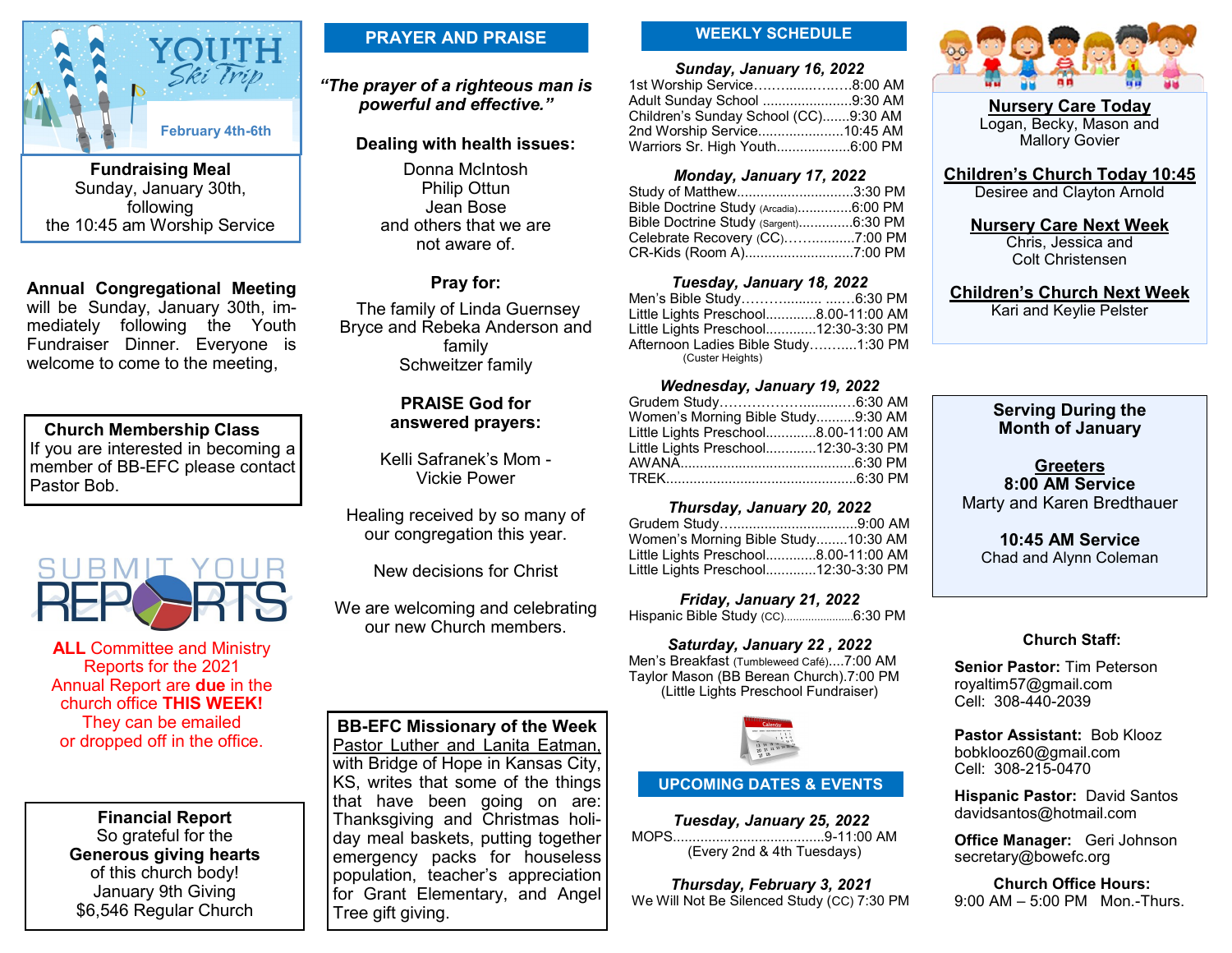# YOUTH Ski Trip

February 4th-6th

**Fundraising Meal**
Sunday, January 30th, following the 10:45 am Worship Service

**Annual Congregational Meeting** will be Sunday, January 30th, immediately following the Youth Fundraiser Dinner. Everyone is welcome to come to the meeting,

**Church Membership Class**
If you are interested in becoming a member of BB-EFC please contact Pastor Bob.

SUBMIT YOUR REPORTS

**ALL** Committee and Ministry Reports for the 2021 Annual Report are **due** in the church office **THIS WEEK!** They can be emailed or dropped off in the office.

**Financial Report**
So grateful for the
**Generous giving hearts**
of this church body!
January 9th Giving
$6,546 Regular Church

## PRAYER AND PRAISE

***"The prayer of a righteous man is powerful and effective."***

**Dealing with health issues:**

Donna McIntosh
Philip Ottun
Jean Bose
and others that we are not aware of.

**Pray for:**

The family of Linda Guernsey
Bryce and Rebeka Anderson and family
Schweitzer family

**PRAISE God for answered prayers:**

Kelli Safranek's Mom - Vickie Power

Healing received by so many of our congregation this year.

New decisions for Christ

We are welcoming and celebrating our new Church members.

**BB-EFC Missionary of the Week**
Pastor Luther and Lanita Eatman, with Bridge of Hope in Kansas City, KS, writes that some of the things that have been going on are: Thanksgiving and Christmas holiday meal baskets, putting together emergency packs for houseless population, teacher's appreciation for Grant Elementary, and Angel Tree gift giving.

## WEEKLY SCHEDULE

***Sunday, January 16, 2022***
1st Worship Service........................8:00 AM
Adult Sunday School .......................9:30 AM
Children's Sunday School (CC).......9:30 AM
2nd Worship Service.......................10:45 AM
Warriors Sr. High Youth...................6:00 PM

***Monday, January 17, 2022***
Study of Matthew..............................3:30 PM
Bible Doctrine Study (Arcadia)..............6:00 PM
Bible Doctrine Study (Sargent)..............6:30 PM
Celebrate Recovery (CC)..................7:00 PM
CR-Kids (Room A)............................7:00 PM

***Tuesday, January 18, 2022***
Men's Bible Study...........................6:30 PM
Little Lights Preschool.............8.00-11:00 AM
Little Lights Preschool.............12:30-3:30 PM
Afternoon Ladies Bible Study...........1:30 PM
(Custer Heights)

***Wednesday, January 19, 2022***
Grudem Study....................................6:30 AM
Women's Morning Bible Study..........9:30 AM
Little Lights Preschool.............8.00-11:00 AM
Little Lights Preschool.............12:30-3:30 PM
AWANA.............................................6:30 PM
TREK.................................................6:30 PM

***Thursday, January 20, 2022***
Grudem Study...................................9:00 AM
Women's Morning Bible Study........10:30 AM
Little Lights Preschool.............8.00-11:00 AM
Little Lights Preschool.............12:30-3:30 PM

***Friday, January 21, 2022***
Hispanic Bible Study (CC)......................6:30 PM

***Saturday, January 22 , 2022***
Men's Breakfast (Tumbleweed Café)....7:00 AM
Taylor Mason (BB Berean Church).7:00 PM
(Little Lights Preschool Fundraiser)

## UPCOMING DATES & EVENTS

***Tuesday, January 25, 2022***
MOPS.......................................9-11:00 AM
(Every 2nd & 4th Tuesdays)

***Thursday, February 3, 2021***
We Will Not Be Silenced Study (CC) 7:30 PM

**Nursery Care Today**
Logan, Becky, Mason and Mallory Govier

**Children's Church Today 10:45**
Desiree and Clayton Arnold

**Nursery Care Next Week**
Chris, Jessica and Colt Christensen

**Children's Church Next Week**
Kari and Keylie Pelster

**Serving During the Month of January**

**Greeters**
**8:00 AM Service**
Marty and Karen Bredthauer

**10:45 AM Service**
Chad and Alynn Coleman

**Church Staff:**

**Senior Pastor:** Tim Peterson
royaltim57@gmail.com
Cell: 308-440-2039

**Pastor Assistant:** Bob Klooz
bobklooz60@gmail.com
Cell: 308-215-0470

**Hispanic Pastor:** David Santos
davidsantos@hotmail.com

**Office Manager:** Geri Johnson
secretary@bowefc.org

**Church Office Hours:**
9:00 AM – 5:00 PM Mon.-Thurs.